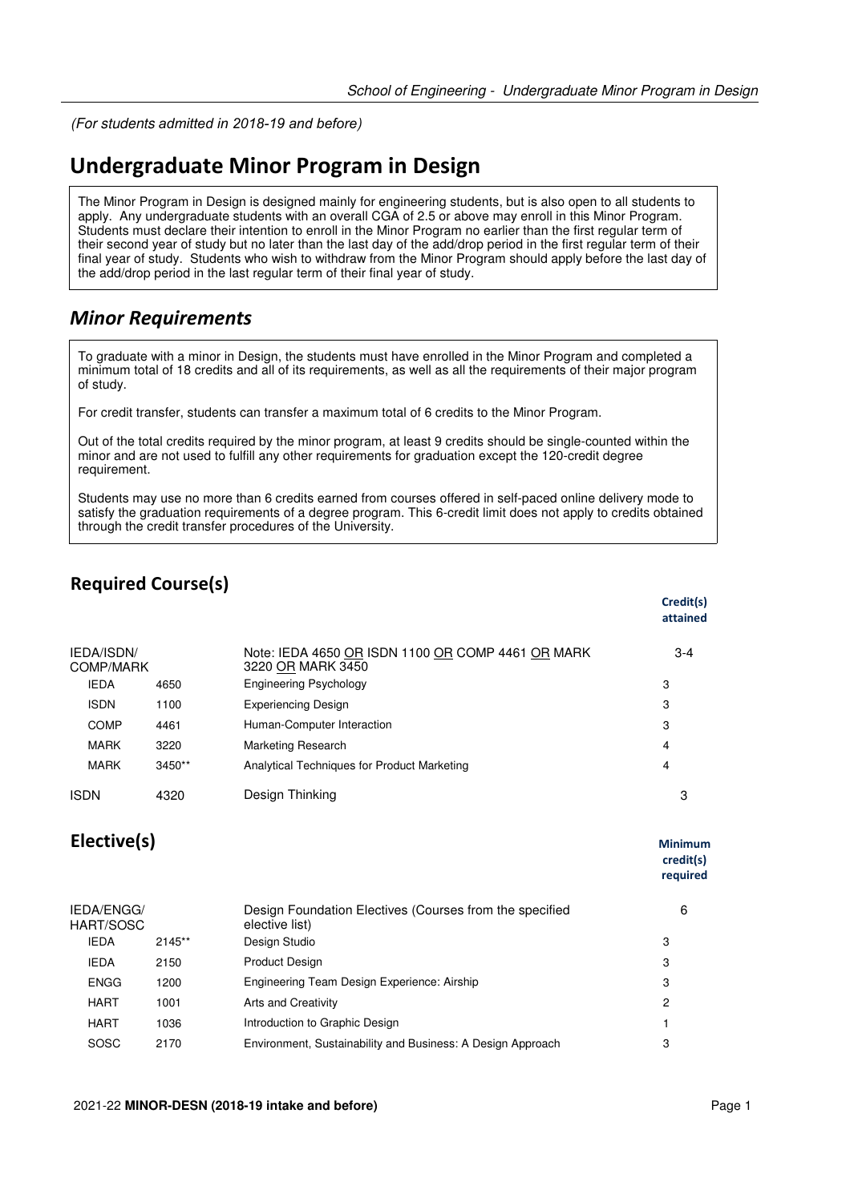*(For students admitted in 2018-19 and before)*

# Undergraduate Minor Program in Design

The Minor Program in Design is designed mainly for engineering students, but is also open to all students to apply. Any undergraduate students with an overall CGA of 2.5 or above may enroll in this Minor Program. Students must declare their intention to enroll in the Minor Program no earlier than the first regular term of their second year of study but no later than the last day of the add/drop period in the first regular term of their final year of study. Students who wish to withdraw from the Minor Program should apply before the last day of the add/drop period in the last regular term of their final year of study.

## *Minor Requirements*

To graduate with a minor in Design, the students must have enrolled in the Minor Program and completed a minimum total of 18 credits and all of its requirements, as well as all the requirements of their major program of study.

For credit transfer, students can transfer a maximum total of 6 credits to the Minor Program.

Out of the total credits required by the minor program, at least 9 credits should be single-counted within the minor and are not used to fulfill any other requirements for graduation except the 120-credit degree requirement.

Students may use no more than 6 credits earned from courses offered in self-paced online delivery mode to satisfy the graduation requirements of a degree program. This 6-credit limit does not apply to credits obtained through the credit transfer procedures of the University.

### Required Course(s)

| | | | Credit(s) attained |
|---|---|---|---|
| IEDA/ISDN/ COMP/MARK | | Note: IEDA 4650 OR ISDN 1100 OR COMP 4461 OR MARK 3220 OR MARK 3450 | 3-4 |
| IEDA | 4650 | Engineering Psychology | 3 |
| ISDN | 1100 | Experiencing Design | 3 |
| COMP | 4461 | Human-Computer Interaction | 3 |
| MARK | 3220 | Marketing Research | 4 |
| MARK | 3450** | Analytical Techniques for Product Marketing | 4 |
| ISDN | 4320 | Design Thinking | 3 |

### Elective(s)

| | | | Minimum credit(s) required |
|---|---|---|---|
| IEDA/ENGG/ HART/SOSC | | Design Foundation Electives (Courses from the specified elective list) | 6 |
| IEDA | 2145** | Design Studio | 3 |
| IEDA | 2150 | Product Design | 3 |
| ENGG | 1200 | Engineering Team Design Experience: Airship | 3 |
| HART | 1001 | Arts and Creativity | 2 |
| HART | 1036 | Introduction to Graphic Design | 1 |
| SOSC | 2170 | Environment, Sustainability and Business: A Design Approach | 3 |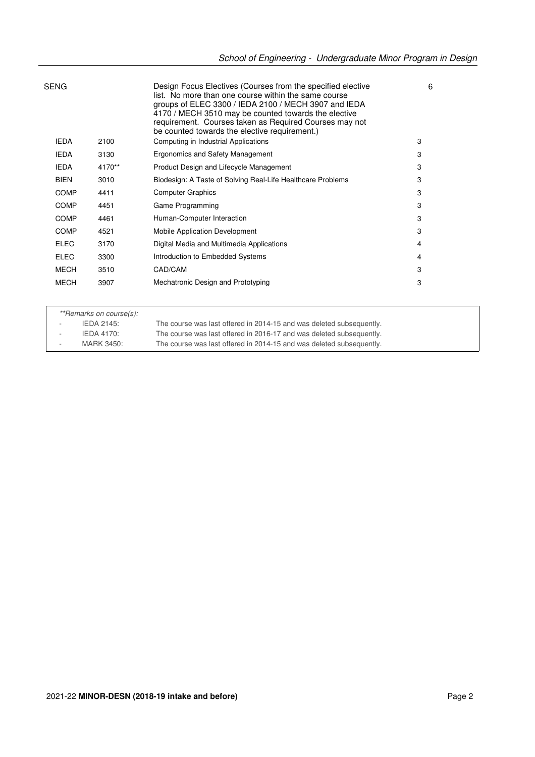| | | | |
|---|---|---|---|
| SENG | | Design Focus Electives (Courses from the specified elective list. No more than one course within the same course groups of ELEC 3300 / IEDA 2100 / MECH 3907 and IEDA 4170 / MECH 3510 may be counted towards the elective requirement. Courses taken as Required Courses may not be counted towards the elective requirement.) | 6 |
| IEDA | 2100 | Computing in Industrial Applications | 3 |
| IEDA | 3130 | Ergonomics and Safety Management | 3 |
| IEDA | 4170** | Product Design and Lifecycle Management | 3 |
| BIEN | 3010 | Biodesign: A Taste of Solving Real-Life Healthcare Problems | 3 |
| COMP | 4411 | Computer Graphics | 3 |
| COMP | 4451 | Game Programming | 3 |
| COMP | 4461 | Human-Computer Interaction | 3 |
| COMP | 4521 | Mobile Application Development | 3 |
| ELEC | 3170 | Digital Media and Multimedia Applications | 4 |
| ELEC | 3300 | Introduction to Embedded Systems | 4 |
| MECH | 3510 | CAD/CAM | 3 |
| MECH | 3907 | Mechatronic Design and Prototyping | 3 |

*\*\*Remarks on course(s):*

- IEDA 2145: The course was last offered in 2014-15 and was deleted subsequently.
- IEDA 4170: The course was last offered in 2016-17 and was deleted subsequently.
- MARK 3450: The course was last offered in 2014-15 and was deleted subsequently.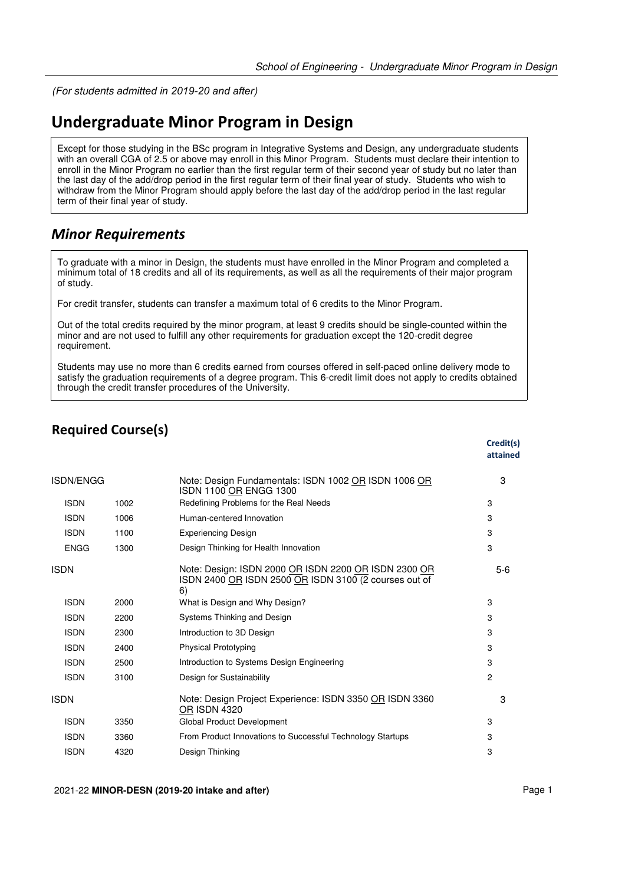(*For students admitted in 2019-20 and after*)

# Undergraduate Minor Program in Design

Except for those studying in the BSc program in Integrative Systems and Design, any undergraduate students with an overall CGA of 2.5 or above may enroll in this Minor Program. Students must declare their intention to enroll in the Minor Program no earlier than the first regular term of their second year of study but no later than the last day of the add/drop period in the first regular term of their final year of study. Students who wish to withdraw from the Minor Program should apply before the last day of the add/drop period in the last regular term of their final year of study.

## *Minor Requirements*

To graduate with a minor in Design, the students must have enrolled in the Minor Program and completed a minimum total of 18 credits and all of its requirements, as well as all the requirements of their major program of study.

For credit transfer, students can transfer a maximum total of 6 credits to the Minor Program.

Out of the total credits required by the minor program, at least 9 credits should be single-counted within the minor and are not used to fulfill any other requirements for graduation except the 120-credit degree requirement.

Students may use no more than 6 credits earned from courses offered in self-paced online delivery mode to satisfy the graduation requirements of a degree program. This 6-credit limit does not apply to credits obtained through the credit transfer procedures of the University.

### Required Course(s)

| | | | Credit(s) attained |
|---|---|---|---|
| ISDN/ENGG | | Note: Design Fundamentals: ISDN 1002 OR ISDN 1006 OR ISDN 1100 OR ENGG 1300 | 3 |
| ISDN | 1002 | Redefining Problems for the Real Needs | 3 |
| ISDN | 1006 | Human-centered Innovation | 3 |
| ISDN | 1100 | Experiencing Design | 3 |
| ENGG | 1300 | Design Thinking for Health Innovation | 3 |
| ISDN | | Note: Design: ISDN 2000 OR ISDN 2200 OR ISDN 2300 OR ISDN 2400 OR ISDN 2500 OR ISDN 3100 (2 courses out of 6) | 5-6 |
| ISDN | 2000 | What is Design and Why Design? | 3 |
| ISDN | 2200 | Systems Thinking and Design | 3 |
| ISDN | 2300 | Introduction to 3D Design | 3 |
| ISDN | 2400 | Physical Prototyping | 3 |
| ISDN | 2500 | Introduction to Systems Design Engineering | 3 |
| ISDN | 3100 | Design for Sustainability | 2 |
| ISDN | | Note: Design Project Experience: ISDN 3350 OR ISDN 3360 OR ISDN 4320 | 3 |
| ISDN | 3350 | Global Product Development | 3 |
| ISDN | 3360 | From Product Innovations to Successful Technology Startups | 3 |
| ISDN | 4320 | Design Thinking | 3 |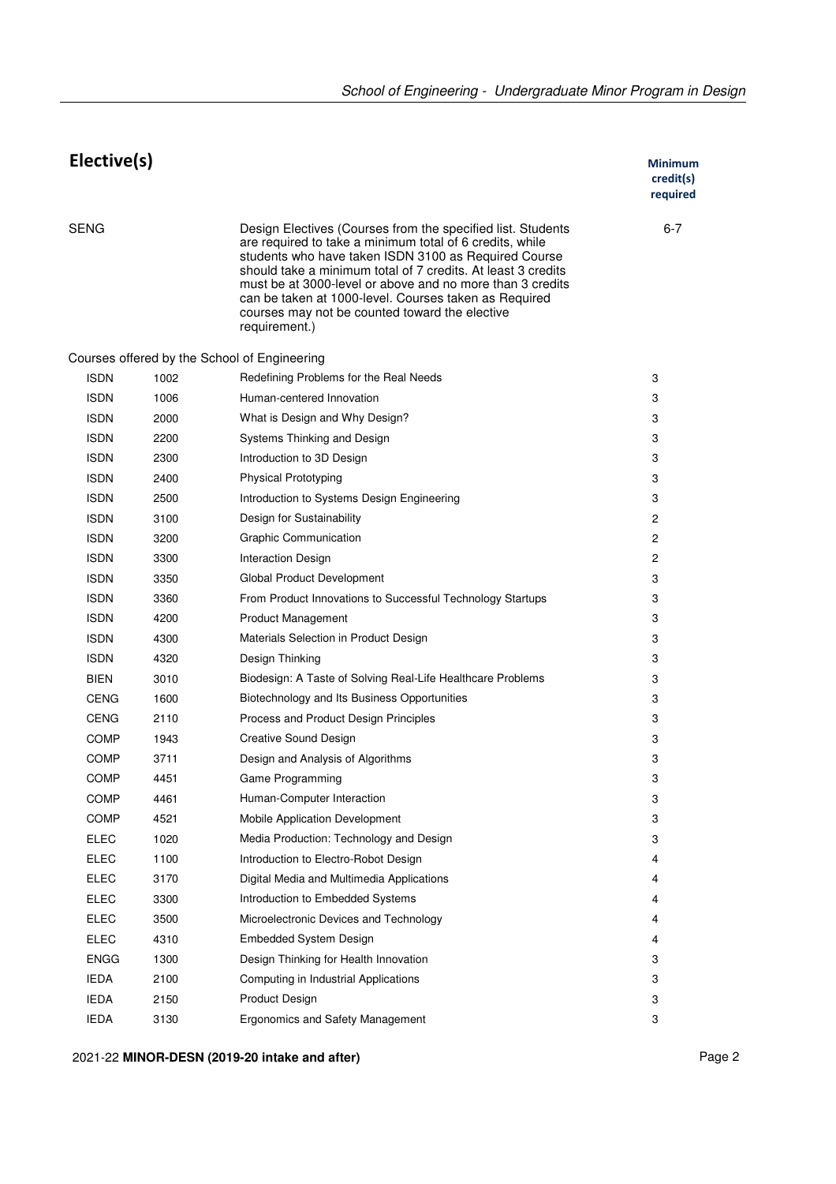## Elective(s)

| | | | Minimum credit(s) required |
|---|---|---|---|
| SENG | | Design Electives (Courses from the specified list. Students are required to take a minimum total of 6 credits, while students who have taken ISDN 3100 as Required Course should take a minimum total of 7 credits. At least 3 credits must be at 3000-level or above and no more than 3 credits can be taken at 1000-level. Courses taken as Required courses may not be counted toward the elective requirement.) | 6-7 |

Courses offered by the School of Engineering

| | | | |
|---|---|---|---|
| ISDN | 1002 | Redefining Problems for the Real Needs | 3 |
| ISDN | 1006 | Human-centered Innovation | 3 |
| ISDN | 2000 | What is Design and Why Design? | 3 |
| ISDN | 2200 | Systems Thinking and Design | 3 |
| ISDN | 2300 | Introduction to 3D Design | 3 |
| ISDN | 2400 | Physical Prototyping | 3 |
| ISDN | 2500 | Introduction to Systems Design Engineering | 3 |
| ISDN | 3100 | Design for Sustainability | 2 |
| ISDN | 3200 | Graphic Communication | 2 |
| ISDN | 3300 | Interaction Design | 2 |
| ISDN | 3350 | Global Product Development | 3 |
| ISDN | 3360 | From Product Innovations to Successful Technology Startups | 3 |
| ISDN | 4200 | Product Management | 3 |
| ISDN | 4300 | Materials Selection in Product Design | 3 |
| ISDN | 4320 | Design Thinking | 3 |
| BIEN | 3010 | Biodesign: A Taste of Solving Real-Life Healthcare Problems | 3 |
| CENG | 1600 | Biotechnology and Its Business Opportunities | 3 |
| CENG | 2110 | Process and Product Design Principles | 3 |
| COMP | 1943 | Creative Sound Design | 3 |
| COMP | 3711 | Design and Analysis of Algorithms | 3 |
| COMP | 4451 | Game Programming | 3 |
| COMP | 4461 | Human-Computer Interaction | 3 |
| COMP | 4521 | Mobile Application Development | 3 |
| ELEC | 1020 | Media Production: Technology and Design | 3 |
| ELEC | 1100 | Introduction to Electro-Robot Design | 4 |
| ELEC | 3170 | Digital Media and Multimedia Applications | 4 |
| ELEC | 3300 | Introduction to Embedded Systems | 4 |
| ELEC | 3500 | Microelectronic Devices and Technology | 4 |
| ELEC | 4310 | Embedded System Design | 4 |
| ENGG | 1300 | Design Thinking for Health Innovation | 3 |
| IEDA | 2100 | Computing in Industrial Applications | 3 |
| IEDA | 2150 | Product Design | 3 |
| IEDA | 3130 | Ergonomics and Safety Management | 3 |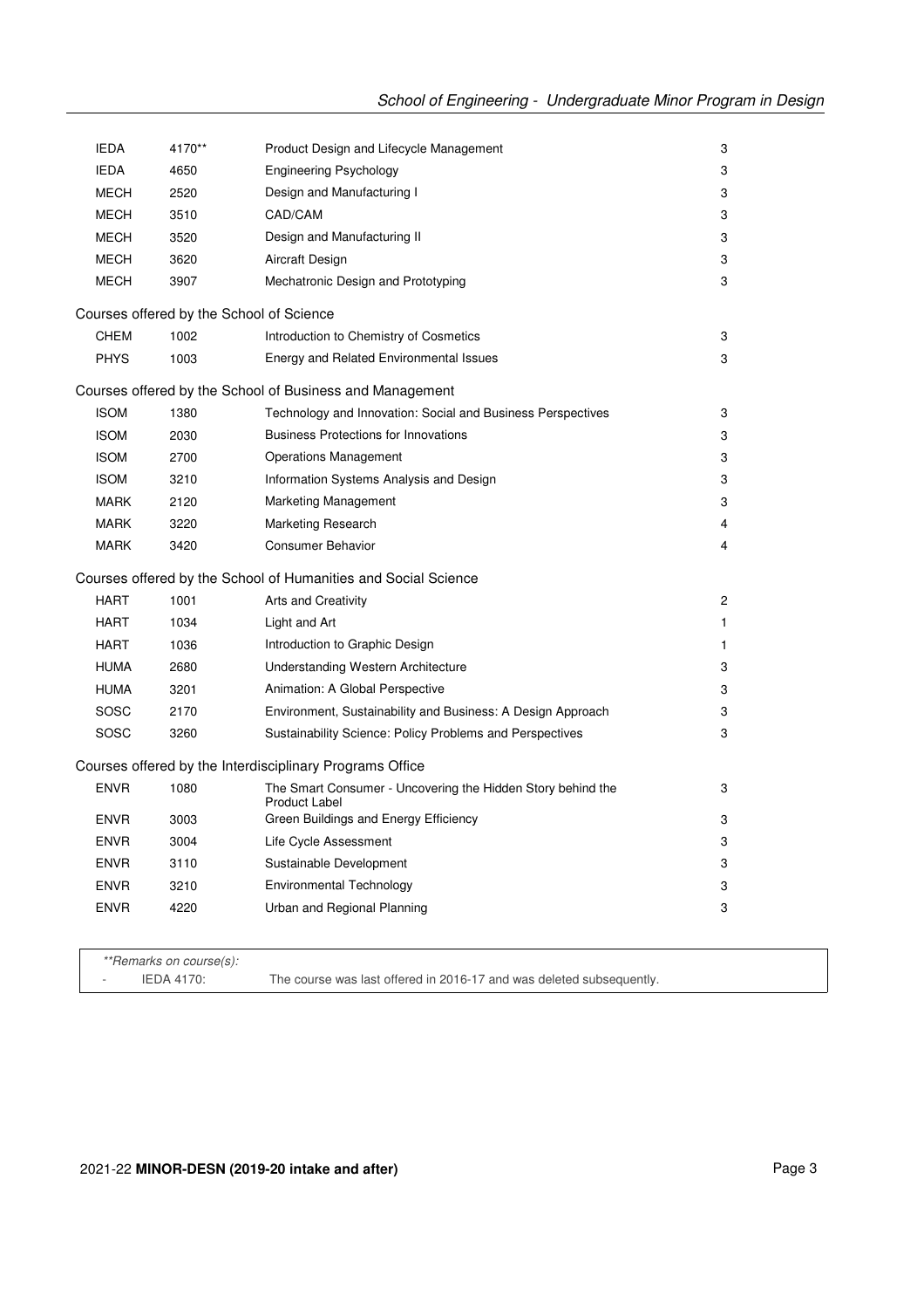| | | | |
|---|---|---|---|
| IEDA | 4170** | Product Design and Lifecycle Management | 3 |
| IEDA | 4650 | Engineering Psychology | 3 |
| MECH | 2520 | Design and Manufacturing I | 3 |
| MECH | 3510 | CAD/CAM | 3 |
| MECH | 3520 | Design and Manufacturing II | 3 |
| MECH | 3620 | Aircraft Design | 3 |
| MECH | 3907 | Mechatronic Design and Prototyping | 3 |

Courses offered by the School of Science

| | | | |
|---|---|---|---|
| CHEM | 1002 | Introduction to Chemistry of Cosmetics | 3 |
| PHYS | 1003 | Energy and Related Environmental Issues | 3 |

Courses offered by the School of Business and Management

| | | | |
|---|---|---|---|
| ISOM | 1380 | Technology and Innovation: Social and Business Perspectives | 3 |
| ISOM | 2030 | Business Protections for Innovations | 3 |
| ISOM | 2700 | Operations Management | 3 |
| ISOM | 3210 | Information Systems Analysis and Design | 3 |
| MARK | 2120 | Marketing Management | 3 |
| MARK | 3220 | Marketing Research | 4 |
| MARK | 3420 | Consumer Behavior | 4 |

Courses offered by the School of Humanities and Social Science

| | | | |
|---|---|---|---|
| HART | 1001 | Arts and Creativity | 2 |
| HART | 1034 | Light and Art | 1 |
| HART | 1036 | Introduction to Graphic Design | 1 |
| HUMA | 2680 | Understanding Western Architecture | 3 |
| HUMA | 3201 | Animation: A Global Perspective | 3 |
| SOSC | 2170 | Environment, Sustainability and Business: A Design Approach | 3 |
| SOSC | 3260 | Sustainability Science: Policy Problems and Perspectives | 3 |

Courses offered by the Interdisciplinary Programs Office

| | | | |
|---|---|---|---|
| ENVR | 1080 | The Smart Consumer - Uncovering the Hidden Story behind the Product Label | 3 |
| ENVR | 3003 | Green Buildings and Energy Efficiency | 3 |
| ENVR | 3004 | Life Cycle Assessment | 3 |
| ENVR | 3110 | Sustainable Development | 3 |
| ENVR | 3210 | Environmental Technology | 3 |
| ENVR | 4220 | Urban and Regional Planning | 3 |

*\*\*Remarks on course(s):*

- IEDA 4170: The course was last offered in 2016-17 and was deleted subsequently.